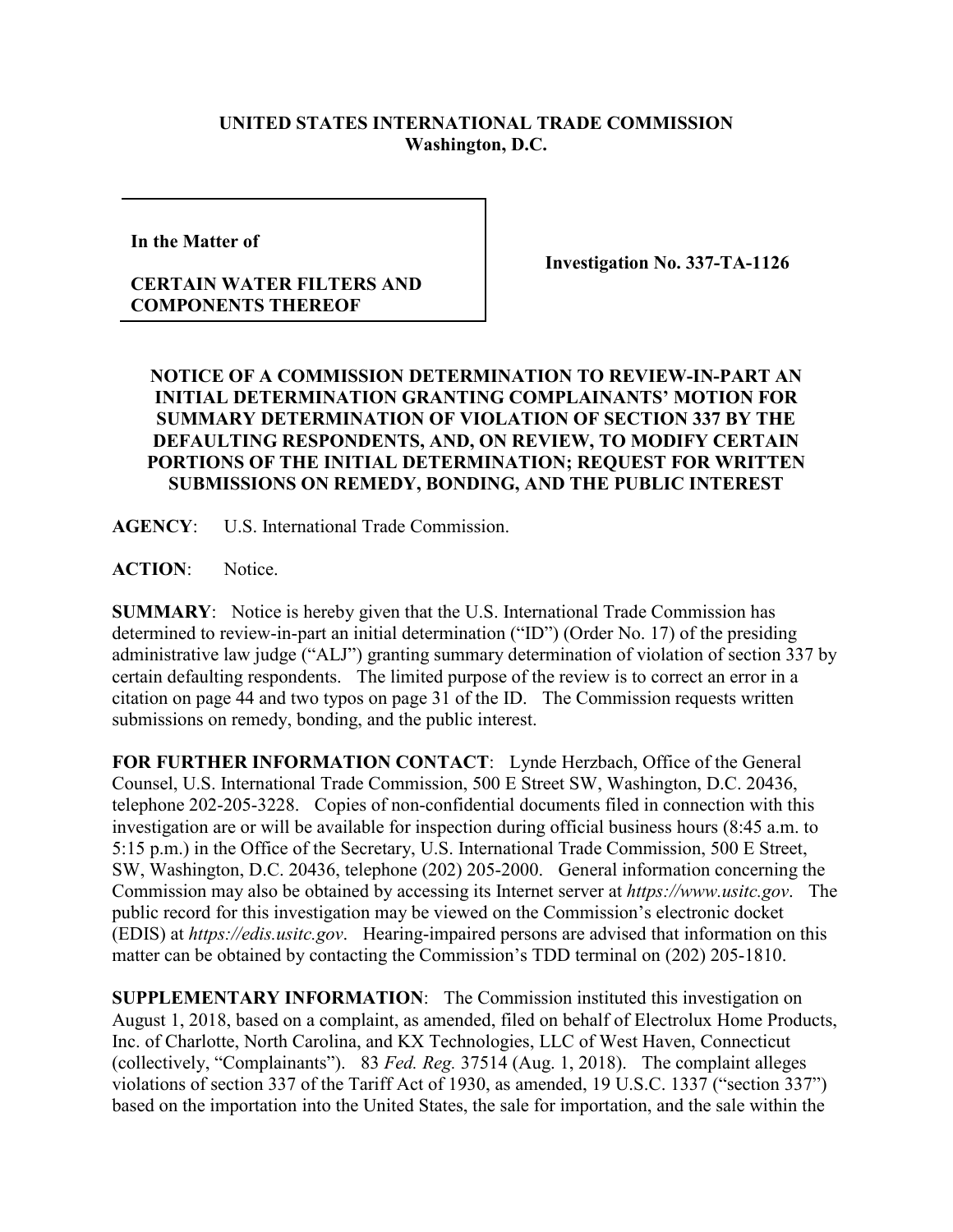**UNITED STATES INTERNATIONAL TRADE COMMISSION**
**Washington, D.C.**

| In the Matter of<br><br>**CERTAIN WATER FILTERS AND COMPONENTS THEREOF** | **Investigation No. 337-TA-1126** |
| --- | --- |

**NOTICE OF A COMMISSION DETERMINATION TO REVIEW-IN-PART AN INITIAL DETERMINATION GRANTING COMPLAINANTS' MOTION FOR SUMMARY DETERMINATION OF VIOLATION OF SECTION 337 BY THE DEFAULTING RESPONDENTS, AND, ON REVIEW, TO MODIFY CERTAIN PORTIONS OF THE INITIAL DETERMINATION; REQUEST FOR WRITTEN SUBMISSIONS ON REMEDY, BONDING, AND THE PUBLIC INTEREST**

**AGENCY**: U.S. International Trade Commission.

**ACTION**: Notice.

**SUMMARY**: Notice is hereby given that the U.S. International Trade Commission has determined to review-in-part an initial determination ("ID") (Order No. 17) of the presiding administrative law judge ("ALJ") granting summary determination of violation of section 337 by certain defaulting respondents. The limited purpose of the review is to correct an error in a citation on page 44 and two typos on page 31 of the ID. The Commission requests written submissions on remedy, bonding, and the public interest.

**FOR FURTHER INFORMATION CONTACT**: Lynde Herzbach, Office of the General Counsel, U.S. International Trade Commission, 500 E Street SW, Washington, D.C. 20436, telephone 202-205-3228. Copies of non-confidential documents filed in connection with this investigation are or will be available for inspection during official business hours (8:45 a.m. to 5:15 p.m.) in the Office of the Secretary, U.S. International Trade Commission, 500 E Street, SW, Washington, D.C. 20436, telephone (202) 205-2000. General information concerning the Commission may also be obtained by accessing its Internet server at *https://www.usitc.gov*. The public record for this investigation may be viewed on the Commission's electronic docket (EDIS) at *https://edis.usitc.gov*. Hearing-impaired persons are advised that information on this matter can be obtained by contacting the Commission's TDD terminal on (202) 205-1810.

**SUPPLEMENTARY INFORMATION**: The Commission instituted this investigation on August 1, 2018, based on a complaint, as amended, filed on behalf of Electrolux Home Products, Inc. of Charlotte, North Carolina, and KX Technologies, LLC of West Haven, Connecticut (collectively, "Complainants"). 83 *Fed. Reg.* 37514 (Aug. 1, 2018). The complaint alleges violations of section 337 of the Tariff Act of 1930, as amended, 19 U.S.C. 1337 ("section 337") based on the importation into the United States, the sale for importation, and the sale within the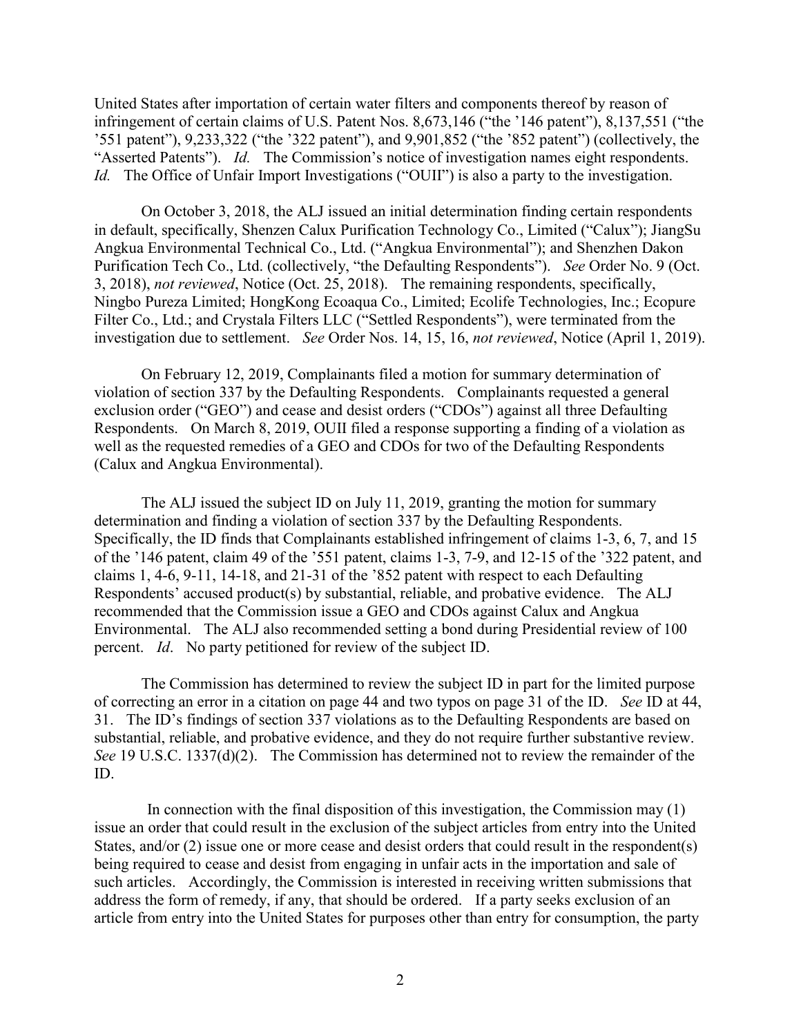United States after importation of certain water filters and components thereof by reason of infringement of certain claims of U.S. Patent Nos. 8,673,146 ("the '146 patent"), 8,137,551 ("the '551 patent"), 9,233,322 ("the '322 patent"), and 9,901,852 ("the '852 patent") (collectively, the "Asserted Patents"). *Id.* The Commission's notice of investigation names eight respondents. *Id.* The Office of Unfair Import Investigations ("OUII") is also a party to the investigation.

On October 3, 2018, the ALJ issued an initial determination finding certain respondents in default, specifically, Shenzen Calux Purification Technology Co., Limited ("Calux"); JiangSu Angkua Environmental Technical Co., Ltd. ("Angkua Environmental"); and Shenzhen Dakon Purification Tech Co., Ltd. (collectively, "the Defaulting Respondents"). *See* Order No. 9 (Oct. 3, 2018), *not reviewed*, Notice (Oct. 25, 2018). The remaining respondents, specifically, Ningbo Pureza Limited; HongKong Ecoaqua Co., Limited; Ecolife Technologies, Inc.; Ecopure Filter Co., Ltd.; and Crystala Filters LLC ("Settled Respondents"), were terminated from the investigation due to settlement. *See* Order Nos. 14, 15, 16, *not reviewed*, Notice (April 1, 2019).

On February 12, 2019, Complainants filed a motion for summary determination of violation of section 337 by the Defaulting Respondents. Complainants requested a general exclusion order ("GEO") and cease and desist orders ("CDOs") against all three Defaulting Respondents. On March 8, 2019, OUII filed a response supporting a finding of a violation as well as the requested remedies of a GEO and CDOs for two of the Defaulting Respondents (Calux and Angkua Environmental).

The ALJ issued the subject ID on July 11, 2019, granting the motion for summary determination and finding a violation of section 337 by the Defaulting Respondents. Specifically, the ID finds that Complainants established infringement of claims 1-3, 6, 7, and 15 of the '146 patent, claim 49 of the '551 patent, claims 1-3, 7-9, and 12-15 of the '322 patent, and claims 1, 4-6, 9-11, 14-18, and 21-31 of the '852 patent with respect to each Defaulting Respondents' accused product(s) by substantial, reliable, and probative evidence. The ALJ recommended that the Commission issue a GEO and CDOs against Calux and Angkua Environmental. The ALJ also recommended setting a bond during Presidential review of 100 percent. *Id*. No party petitioned for review of the subject ID.

The Commission has determined to review the subject ID in part for the limited purpose of correcting an error in a citation on page 44 and two typos on page 31 of the ID. *See* ID at 44, 31. The ID's findings of section 337 violations as to the Defaulting Respondents are based on substantial, reliable, and probative evidence, and they do not require further substantive review. *See* 19 U.S.C. 1337(d)(2). The Commission has determined not to review the remainder of the ID.

In connection with the final disposition of this investigation, the Commission may (1) issue an order that could result in the exclusion of the subject articles from entry into the United States, and/or (2) issue one or more cease and desist orders that could result in the respondent(s) being required to cease and desist from engaging in unfair acts in the importation and sale of such articles. Accordingly, the Commission is interested in receiving written submissions that address the form of remedy, if any, that should be ordered. If a party seeks exclusion of an article from entry into the United States for purposes other than entry for consumption, the party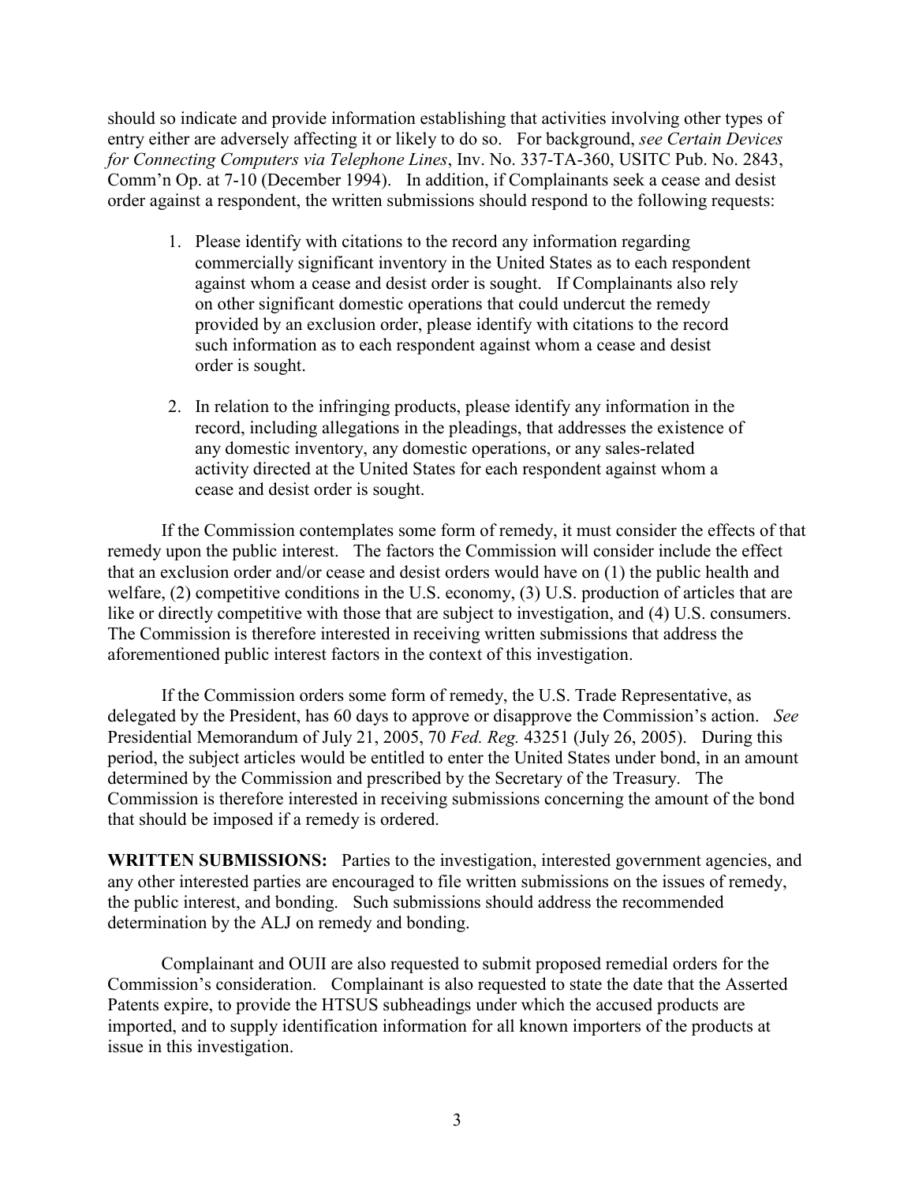should so indicate and provide information establishing that activities involving other types of entry either are adversely affecting it or likely to do so. For background, *see Certain Devices for Connecting Computers via Telephone Lines*, Inv. No. 337-TA-360, USITC Pub. No. 2843, Comm'n Op. at 7-10 (December 1994). In addition, if Complainants seek a cease and desist order against a respondent, the written submissions should respond to the following requests:

1. Please identify with citations to the record any information regarding commercially significant inventory in the United States as to each respondent against whom a cease and desist order is sought. If Complainants also rely on other significant domestic operations that could undercut the remedy provided by an exclusion order, please identify with citations to the record such information as to each respondent against whom a cease and desist order is sought.

2. In relation to the infringing products, please identify any information in the record, including allegations in the pleadings, that addresses the existence of any domestic inventory, any domestic operations, or any sales-related activity directed at the United States for each respondent against whom a cease and desist order is sought.

If the Commission contemplates some form of remedy, it must consider the effects of that remedy upon the public interest. The factors the Commission will consider include the effect that an exclusion order and/or cease and desist orders would have on (1) the public health and welfare, (2) competitive conditions in the U.S. economy, (3) U.S. production of articles that are like or directly competitive with those that are subject to investigation, and (4) U.S. consumers. The Commission is therefore interested in receiving written submissions that address the aforementioned public interest factors in the context of this investigation.

If the Commission orders some form of remedy, the U.S. Trade Representative, as delegated by the President, has 60 days to approve or disapprove the Commission's action. *See* Presidential Memorandum of July 21, 2005, 70 *Fed. Reg.* 43251 (July 26, 2005). During this period, the subject articles would be entitled to enter the United States under bond, in an amount determined by the Commission and prescribed by the Secretary of the Treasury. The Commission is therefore interested in receiving submissions concerning the amount of the bond that should be imposed if a remedy is ordered.

**WRITTEN SUBMISSIONS:** Parties to the investigation, interested government agencies, and any other interested parties are encouraged to file written submissions on the issues of remedy, the public interest, and bonding. Such submissions should address the recommended determination by the ALJ on remedy and bonding.

Complainant and OUII are also requested to submit proposed remedial orders for the Commission's consideration. Complainant is also requested to state the date that the Asserted Patents expire, to provide the HTSUS subheadings under which the accused products are imported, and to supply identification information for all known importers of the products at issue in this investigation.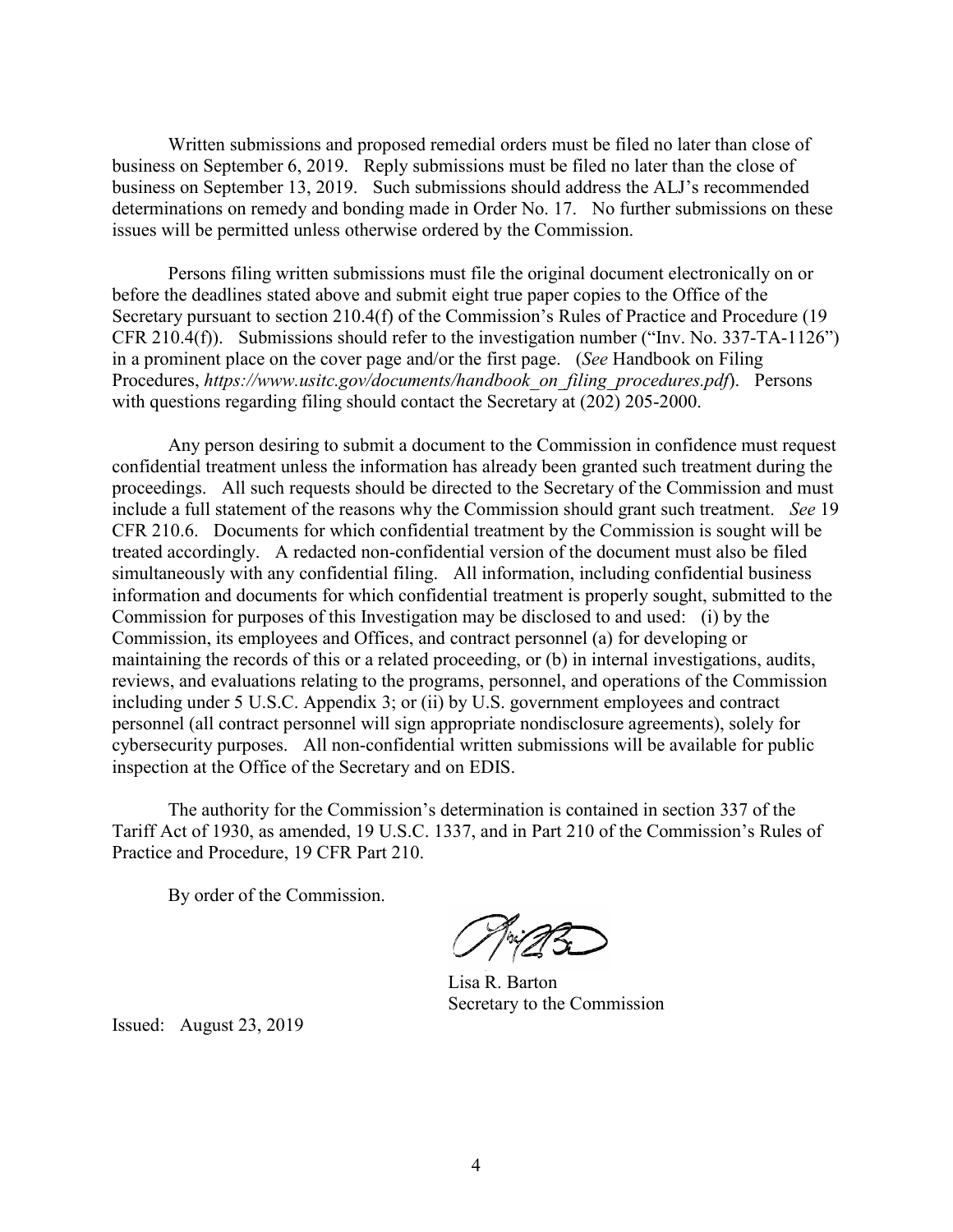Written submissions and proposed remedial orders must be filed no later than close of business on September 6, 2019. Reply submissions must be filed no later than the close of business on September 13, 2019. Such submissions should address the ALJ's recommended determinations on remedy and bonding made in Order No. 17. No further submissions on these issues will be permitted unless otherwise ordered by the Commission.

Persons filing written submissions must file the original document electronically on or before the deadlines stated above and submit eight true paper copies to the Office of the Secretary pursuant to section 210.4(f) of the Commission's Rules of Practice and Procedure (19 CFR 210.4(f)). Submissions should refer to the investigation number ("Inv. No. 337-TA-1126") in a prominent place on the cover page and/or the first page. (*See* Handbook on Filing Procedures, *https://www.usitc.gov/documents/handbook_on_filing_procedures.pdf*). Persons with questions regarding filing should contact the Secretary at (202) 205-2000.

Any person desiring to submit a document to the Commission in confidence must request confidential treatment unless the information has already been granted such treatment during the proceedings. All such requests should be directed to the Secretary of the Commission and must include a full statement of the reasons why the Commission should grant such treatment. *See* 19 CFR 210.6. Documents for which confidential treatment by the Commission is sought will be treated accordingly. A redacted non-confidential version of the document must also be filed simultaneously with any confidential filing. All information, including confidential business information and documents for which confidential treatment is properly sought, submitted to the Commission for purposes of this Investigation may be disclosed to and used: (i) by the Commission, its employees and Offices, and contract personnel (a) for developing or maintaining the records of this or a related proceeding, or (b) in internal investigations, audits, reviews, and evaluations relating to the programs, personnel, and operations of the Commission including under 5 U.S.C. Appendix 3; or (ii) by U.S. government employees and contract personnel (all contract personnel will sign appropriate nondisclosure agreements), solely for cybersecurity purposes. All non-confidential written submissions will be available for public inspection at the Office of the Secretary and on EDIS.

The authority for the Commission's determination is contained in section 337 of the Tariff Act of 1930, as amended, 19 U.S.C. 1337, and in Part 210 of the Commission's Rules of Practice and Procedure, 19 CFR Part 210.

By order of the Commission.

Lisa R. Barton
Secretary to the Commission

Issued: August 23, 2019